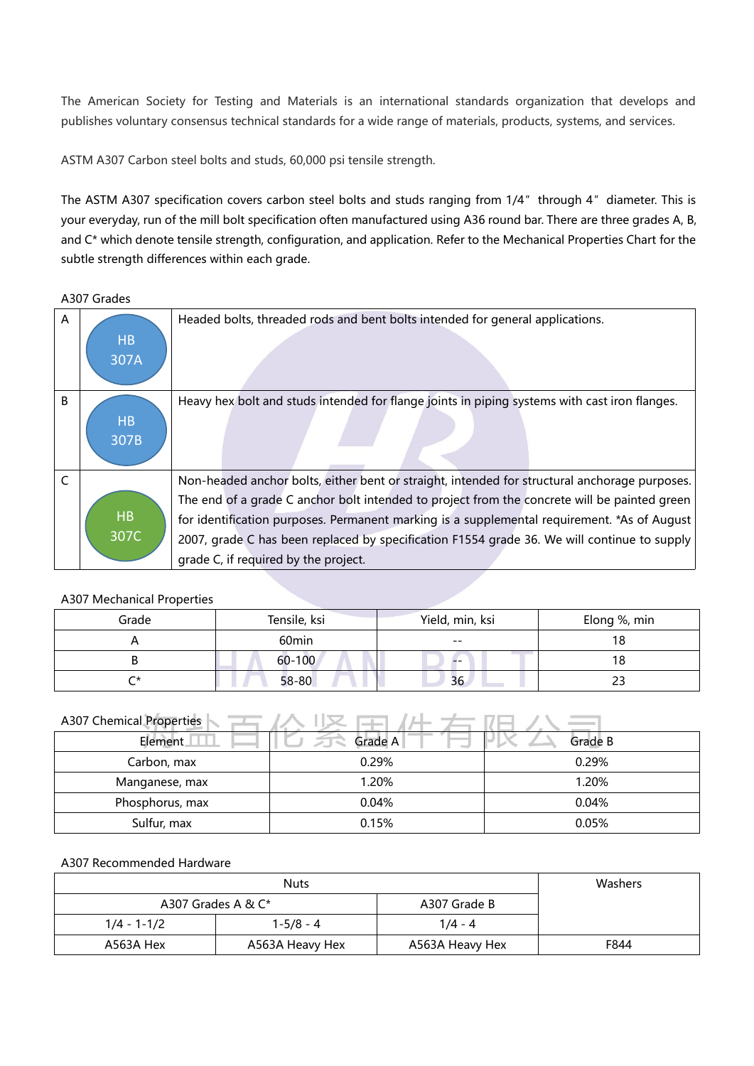The American Society for Testing and Materials is an international standards organization that develops and publishes voluntary consensus technical standards for a wide range of materials, products, systems, and services.

ASTM A307 Carbon steel bolts and studs, 60,000 psi tensile strength.

The ASTM A307 specification covers carbon steel bolts and studs ranging from 1/4" through 4" diameter. This is your everyday, run of the mill bolt specification often manufactured using A36 round bar. There are three grades A, B, and C* which denote tensile strength, configuration, and application. Refer to the Mechanical Properties Chart for the subtle strength differences within each grade.

A307 Grades

| | | |
|---|---|---|
| A | HB 307A | Headed bolts, threaded rods and bent bolts intended for general applications. |
| B | HB 307B | Heavy hex bolt and studs intended for flange joints in piping systems with cast iron flanges. |
| C | HB 307C | Non-headed anchor bolts, either bent or straight, intended for structural anchorage purposes. The end of a grade C anchor bolt intended to project from the concrete will be painted green for identification purposes. Permanent marking is a supplemental requirement. *As of August 2007, grade C has been replaced by specification F1554 grade 36. We will continue to supply grade C, if required by the project. |

A307 Mechanical Properties

| Grade | Tensile, ksi | Yield, min, ksi | Elong %, min |
|---|---|---|---|
| A | 60min | -- | 18 |
| B | 60-100 | -- | 18 |
| C* | 58-80 | 36 | 23 |

A307 Chemical Properties

| Element | Grade A | Grade B |
|---|---|---|
| Carbon, max | 0.29% | 0.29% |
| Manganese, max | 1.20% | 1.20% |
| Phosphorus, max | 0.04% | 0.04% |
| Sulfur, max | 0.15% | 0.05% |

A307 Recommended Hardware

| Nuts | | | Washers |
|---|---|---|---|
| A307 Grades A & C* | | A307 Grade B | |
| 1/4 - 1-1/2 | 1-5/8 - 4 | 1/4 - 4 | |
| A563A Hex | A563A Heavy Hex | A563A Heavy Hex | F844 |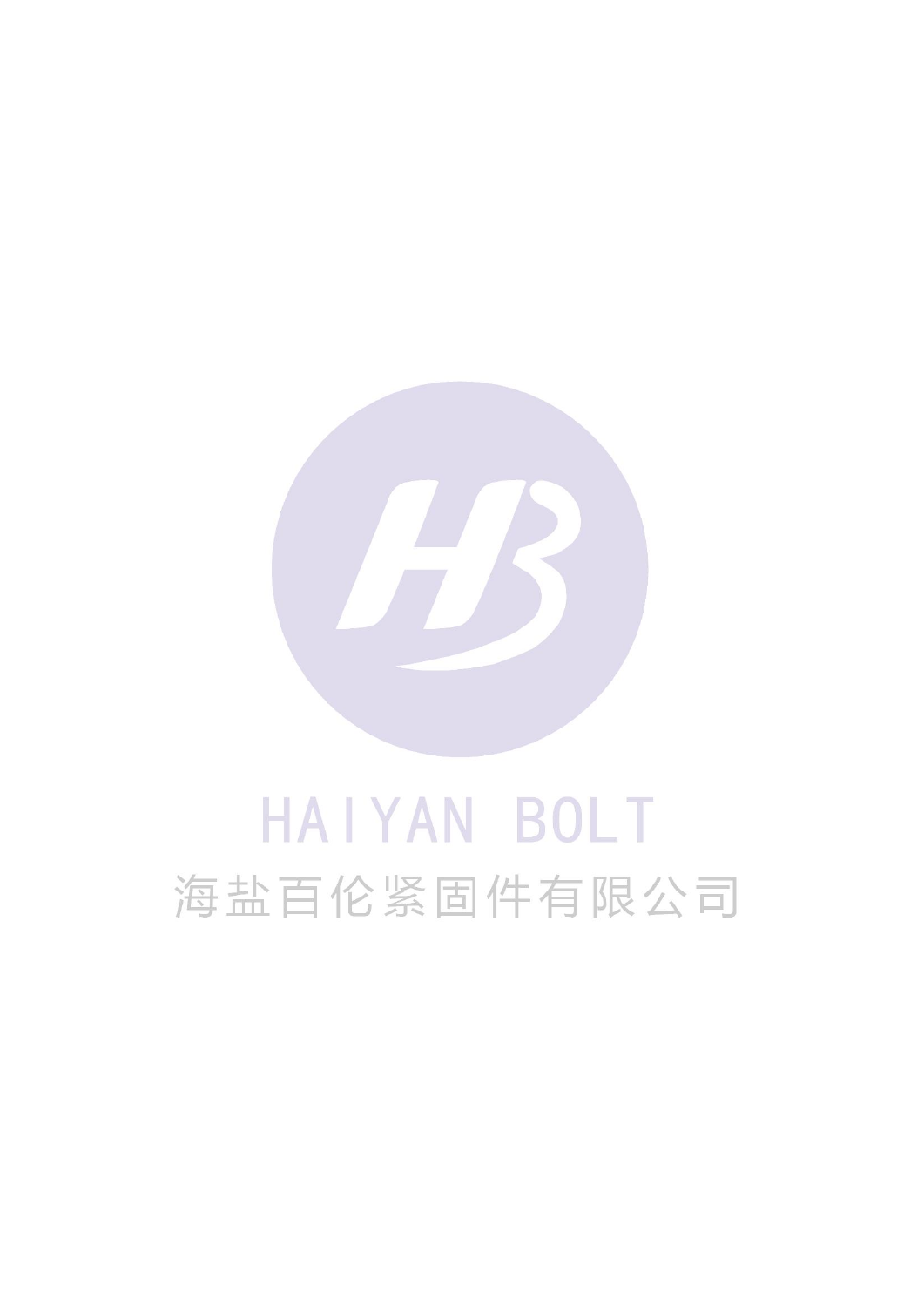HAIYAN BOLT

海盐百伦紧固件有限公司